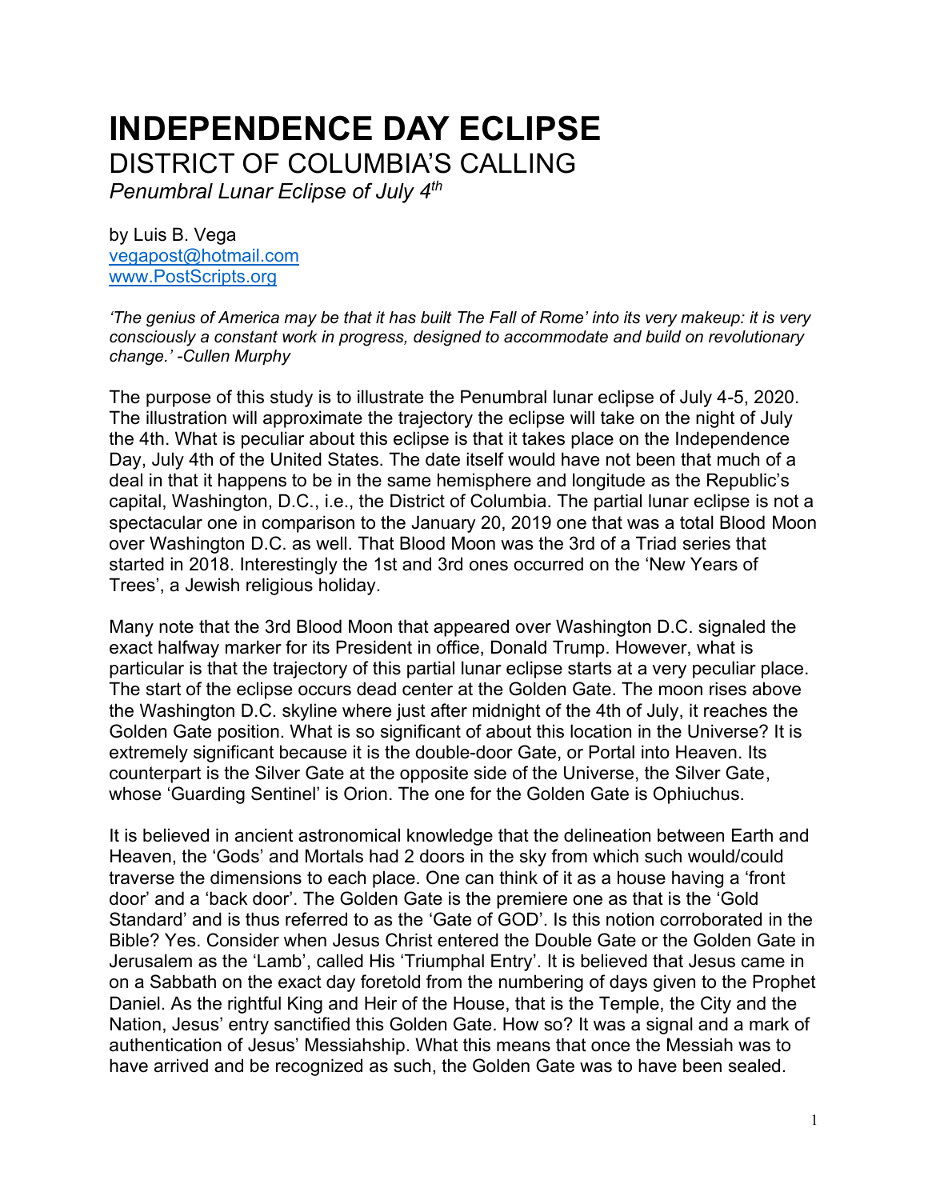# INDEPENDENCE DAY ECLIPSE

DISTRICT OF COLUMBIA'S CALLING

*Penumbral Lunar Eclipse of July 4th*

by Luis B. Vega
vegapost@hotmail.com
www.PostScripts.org

*'The genius of America may be that it has built The Fall of Rome' into its very makeup: it is very consciously a constant work in progress, designed to accommodate and build on revolutionary change.' -Cullen Murphy*

The purpose of this study is to illustrate the Penumbral lunar eclipse of July 4-5, 2020. The illustration will approximate the trajectory the eclipse will take on the night of July the 4th. What is peculiar about this eclipse is that it takes place on the Independence Day, July 4th of the United States. The date itself would have not been that much of a deal in that it happens to be in the same hemisphere and longitude as the Republic's capital, Washington, D.C., i.e., the District of Columbia. The partial lunar eclipse is not a spectacular one in comparison to the January 20, 2019 one that was a total Blood Moon over Washington D.C. as well. That Blood Moon was the 3rd of a Triad series that started in 2018. Interestingly the 1st and 3rd ones occurred on the 'New Years of Trees', a Jewish religious holiday.

Many note that the 3rd Blood Moon that appeared over Washington D.C. signaled the exact halfway marker for its President in office, Donald Trump. However, what is particular is that the trajectory of this partial lunar eclipse starts at a very peculiar place. The start of the eclipse occurs dead center at the Golden Gate. The moon rises above the Washington D.C. skyline where just after midnight of the 4th of July, it reaches the Golden Gate position. What is so significant of about this location in the Universe? It is extremely significant because it is the double-door Gate, or Portal into Heaven. Its counterpart is the Silver Gate at the opposite side of the Universe, the Silver Gate, whose 'Guarding Sentinel' is Orion. The one for the Golden Gate is Ophiuchus.

It is believed in ancient astronomical knowledge that the delineation between Earth and Heaven, the 'Gods' and Mortals had 2 doors in the sky from which such would/could traverse the dimensions to each place. One can think of it as a house having a 'front door' and a 'back door'. The Golden Gate is the premiere one as that is the 'Gold Standard' and is thus referred to as the 'Gate of GOD'. Is this notion corroborated in the Bible? Yes. Consider when Jesus Christ entered the Double Gate or the Golden Gate in Jerusalem as the 'Lamb', called His 'Triumphal Entry'. It is believed that Jesus came in on a Sabbath on the exact day foretold from the numbering of days given to the Prophet Daniel. As the rightful King and Heir of the House, that is the Temple, the City and the Nation, Jesus' entry sanctified this Golden Gate. How so? It was a signal and a mark of authentication of Jesus' Messiahship. What this means that once the Messiah was to have arrived and be recognized as such, the Golden Gate was to have been sealed.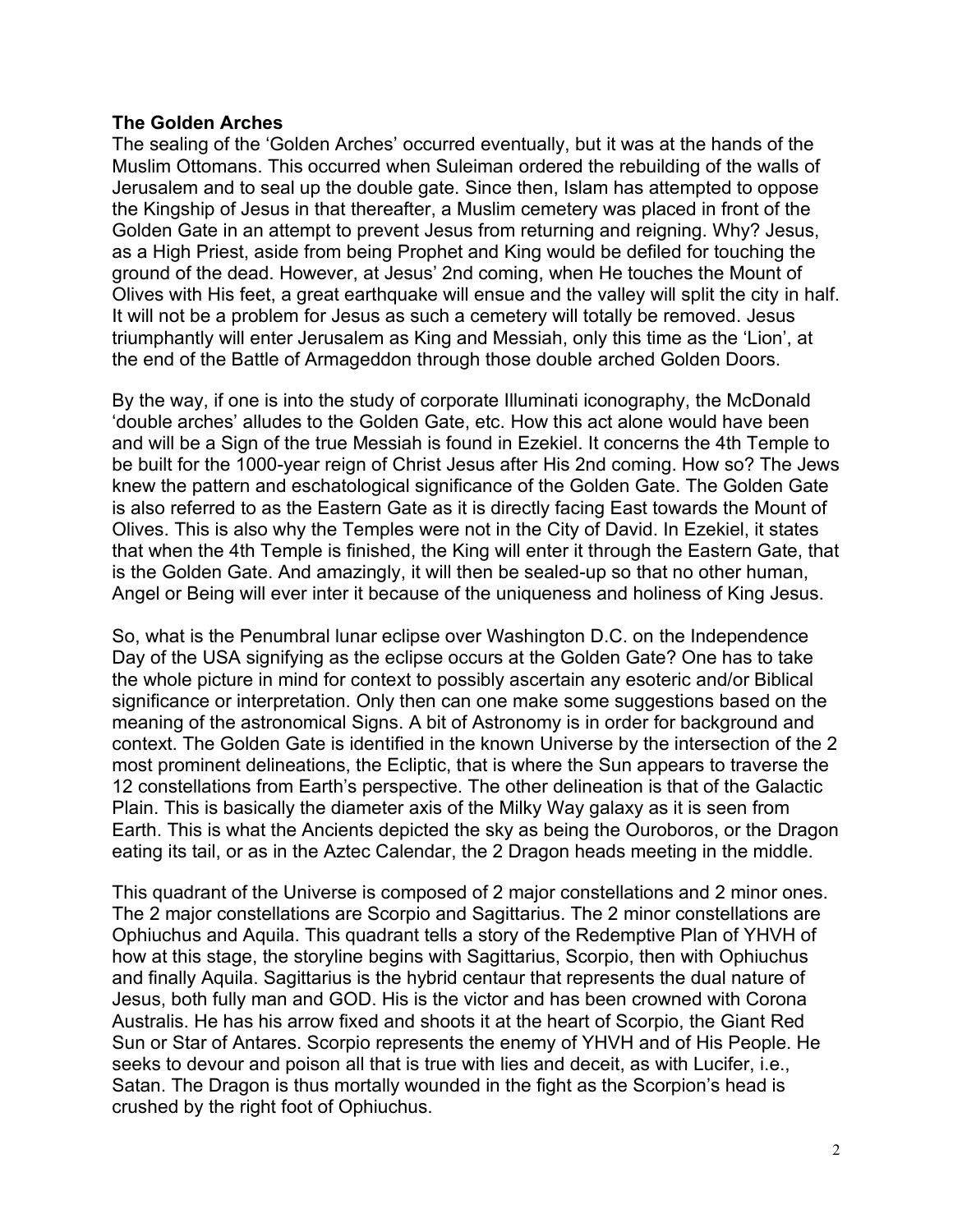**The Golden Arches**

The sealing of the 'Golden Arches' occurred eventually, but it was at the hands of the Muslim Ottomans. This occurred when Suleiman ordered the rebuilding of the walls of Jerusalem and to seal up the double gate. Since then, Islam has attempted to oppose the Kingship of Jesus in that thereafter, a Muslim cemetery was placed in front of the Golden Gate in an attempt to prevent Jesus from returning and reigning. Why? Jesus, as a High Priest, aside from being Prophet and King would be defiled for touching the ground of the dead. However, at Jesus' 2nd coming, when He touches the Mount of Olives with His feet, a great earthquake will ensue and the valley will split the city in half. It will not be a problem for Jesus as such a cemetery will totally be removed. Jesus triumphantly will enter Jerusalem as King and Messiah, only this time as the 'Lion', at the end of the Battle of Armageddon through those double arched Golden Doors.

By the way, if one is into the study of corporate Illuminati iconography, the McDonald 'double arches' alludes to the Golden Gate, etc. How this act alone would have been and will be a Sign of the true Messiah is found in Ezekiel. It concerns the 4th Temple to be built for the 1000-year reign of Christ Jesus after His 2nd coming. How so? The Jews knew the pattern and eschatological significance of the Golden Gate. The Golden Gate is also referred to as the Eastern Gate as it is directly facing East towards the Mount of Olives. This is also why the Temples were not in the City of David. In Ezekiel, it states that when the 4th Temple is finished, the King will enter it through the Eastern Gate, that is the Golden Gate. And amazingly, it will then be sealed-up so that no other human, Angel or Being will ever inter it because of the uniqueness and holiness of King Jesus.

So, what is the Penumbral lunar eclipse over Washington D.C. on the Independence Day of the USA signifying as the eclipse occurs at the Golden Gate? One has to take the whole picture in mind for context to possibly ascertain any esoteric and/or Biblical significance or interpretation. Only then can one make some suggestions based on the meaning of the astronomical Signs. A bit of Astronomy is in order for background and context. The Golden Gate is identified in the known Universe by the intersection of the 2 most prominent delineations, the Ecliptic, that is where the Sun appears to traverse the 12 constellations from Earth's perspective. The other delineation is that of the Galactic Plain. This is basically the diameter axis of the Milky Way galaxy as it is seen from Earth. This is what the Ancients depicted the sky as being the Ouroboros, or the Dragon eating its tail, or as in the Aztec Calendar, the 2 Dragon heads meeting in the middle.

This quadrant of the Universe is composed of 2 major constellations and 2 minor ones. The 2 major constellations are Scorpio and Sagittarius. The 2 minor constellations are Ophiuchus and Aquila. This quadrant tells a story of the Redemptive Plan of YHVH of how at this stage, the storyline begins with Sagittarius, Scorpio, then with Ophiuchus and finally Aquila. Sagittarius is the hybrid centaur that represents the dual nature of Jesus, both fully man and GOD. His is the victor and has been crowned with Corona Australis. He has his arrow fixed and shoots it at the heart of Scorpio, the Giant Red Sun or Star of Antares. Scorpio represents the enemy of YHVH and of His People. He seeks to devour and poison all that is true with lies and deceit, as with Lucifer, i.e., Satan. The Dragon is thus mortally wounded in the fight as the Scorpion's head is crushed by the right foot of Ophiuchus.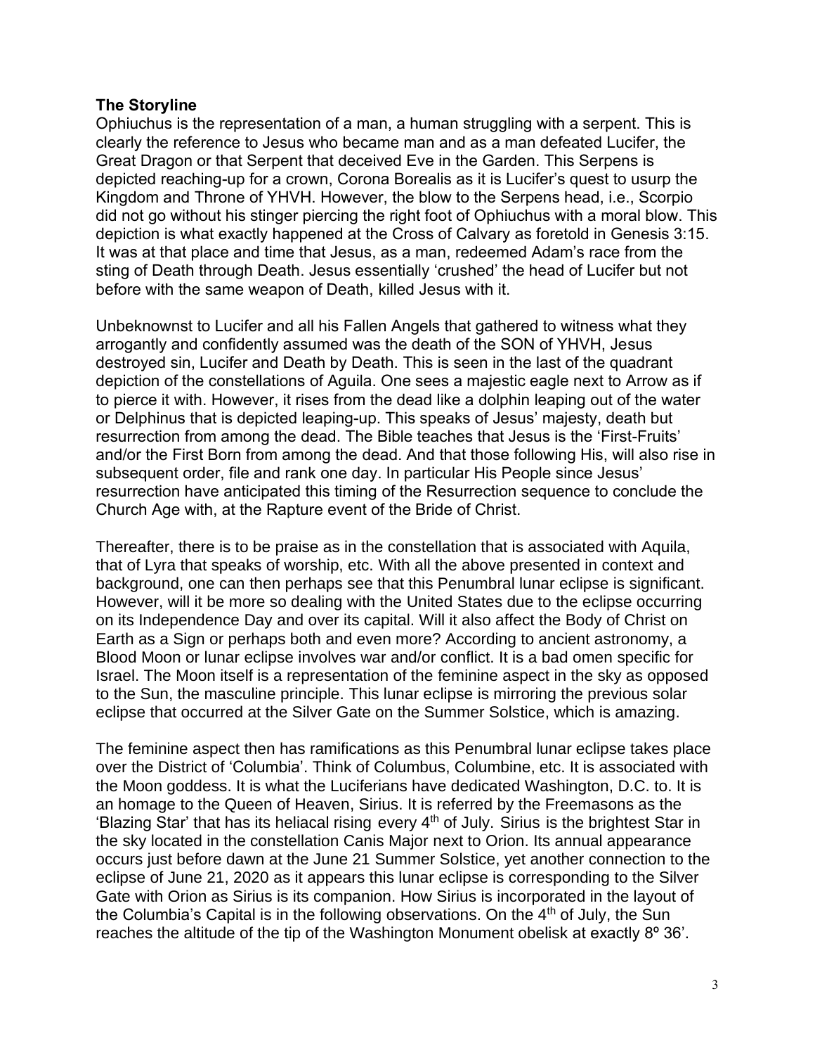**The Storyline**

Ophiuchus is the representation of a man, a human struggling with a serpent. This is clearly the reference to Jesus who became man and as a man defeated Lucifer, the Great Dragon or that Serpent that deceived Eve in the Garden. This Serpens is depicted reaching-up for a crown, Corona Borealis as it is Lucifer's quest to usurp the Kingdom and Throne of YHVH. However, the blow to the Serpens head, i.e., Scorpio did not go without his stinger piercing the right foot of Ophiuchus with a moral blow. This depiction is what exactly happened at the Cross of Calvary as foretold in Genesis 3:15. It was at that place and time that Jesus, as a man, redeemed Adam's race from the sting of Death through Death. Jesus essentially 'crushed' the head of Lucifer but not before with the same weapon of Death, killed Jesus with it.

Unbeknownst to Lucifer and all his Fallen Angels that gathered to witness what they arrogantly and confidently assumed was the death of the SON of YHVH, Jesus destroyed sin, Lucifer and Death by Death. This is seen in the last of the quadrant depiction of the constellations of Aguila. One sees a majestic eagle next to Arrow as if to pierce it with. However, it rises from the dead like a dolphin leaping out of the water or Delphinus that is depicted leaping-up. This speaks of Jesus' majesty, death but resurrection from among the dead. The Bible teaches that Jesus is the 'First-Fruits' and/or the First Born from among the dead. And that those following His, will also rise in subsequent order, file and rank one day. In particular His People since Jesus' resurrection have anticipated this timing of the Resurrection sequence to conclude the Church Age with, at the Rapture event of the Bride of Christ.

Thereafter, there is to be praise as in the constellation that is associated with Aquila, that of Lyra that speaks of worship, etc. With all the above presented in context and background, one can then perhaps see that this Penumbral lunar eclipse is significant. However, will it be more so dealing with the United States due to the eclipse occurring on its Independence Day and over its capital. Will it also affect the Body of Christ on Earth as a Sign or perhaps both and even more? According to ancient astronomy, a Blood Moon or lunar eclipse involves war and/or conflict. It is a bad omen specific for Israel. The Moon itself is a representation of the feminine aspect in the sky as opposed to the Sun, the masculine principle. This lunar eclipse is mirroring the previous solar eclipse that occurred at the Silver Gate on the Summer Solstice, which is amazing.

The feminine aspect then has ramifications as this Penumbral lunar eclipse takes place over the District of 'Columbia'. Think of Columbus, Columbine, etc. It is associated with the Moon goddess. It is what the Luciferians have dedicated Washington, D.C. to. It is an homage to the Queen of Heaven, Sirius. It is referred by the Freemasons as the 'Blazing Star' that has its heliacal rising every 4th of July. Sirius is the brightest Star in the sky located in the constellation Canis Major next to Orion. Its annual appearance occurs just before dawn at the June 21 Summer Solstice, yet another connection to the eclipse of June 21, 2020 as it appears this lunar eclipse is corresponding to the Silver Gate with Orion as Sirius is its companion. How Sirius is incorporated in the layout of the Columbia's Capital is in the following observations. On the 4th of July, the Sun reaches the altitude of the tip of the Washington Monument obelisk at exactly 8º 36'.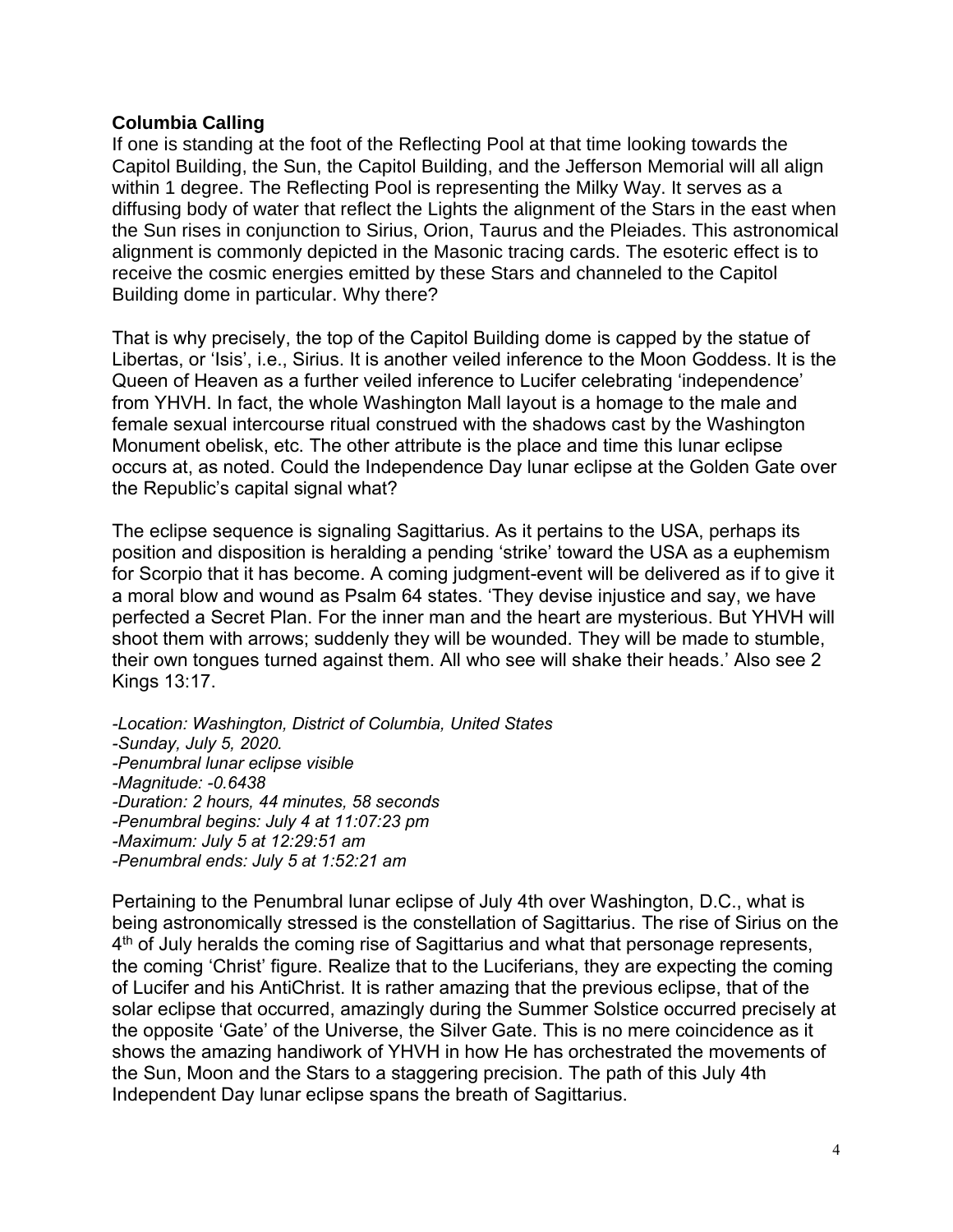**Columbia Calling**

If one is standing at the foot of the Reflecting Pool at that time looking towards the Capitol Building, the Sun, the Capitol Building, and the Jefferson Memorial will all align within 1 degree. The Reflecting Pool is representing the Milky Way. It serves as a diffusing body of water that reflect the Lights the alignment of the Stars in the east when the Sun rises in conjunction to Sirius, Orion, Taurus and the Pleiades. This astronomical alignment is commonly depicted in the Masonic tracing cards. The esoteric effect is to receive the cosmic energies emitted by these Stars and channeled to the Capitol Building dome in particular. Why there?

That is why precisely, the top of the Capitol Building dome is capped by the statue of Libertas, or 'Isis', i.e., Sirius. It is another veiled inference to the Moon Goddess. It is the Queen of Heaven as a further veiled inference to Lucifer celebrating 'independence' from YHVH. In fact, the whole Washington Mall layout is a homage to the male and female sexual intercourse ritual construed with the shadows cast by the Washington Monument obelisk, etc. The other attribute is the place and time this lunar eclipse occurs at, as noted. Could the Independence Day lunar eclipse at the Golden Gate over the Republic's capital signal what?

The eclipse sequence is signaling Sagittarius. As it pertains to the USA, perhaps its position and disposition is heralding a pending 'strike' toward the USA as a euphemism for Scorpio that it has become. A coming judgment-event will be delivered as if to give it a moral blow and wound as Psalm 64 states. 'They devise injustice and say, we have perfected a Secret Plan. For the inner man and the heart are mysterious. But YHVH will shoot them with arrows; suddenly they will be wounded. They will be made to stumble, their own tongues turned against them. All who see will shake their heads.' Also see 2 Kings 13:17.

*-Location: Washington, District of Columbia, United States*
*-Sunday, July 5, 2020.*
*-Penumbral lunar eclipse visible*
*-Magnitude: -0.6438*
*-Duration: 2 hours, 44 minutes, 58 seconds*
*-Penumbral begins: July 4 at 11:07:23 pm*
*-Maximum: July 5 at 12:29:51 am*
*-Penumbral ends: July 5 at 1:52:21 am*

Pertaining to the Penumbral lunar eclipse of July 4th over Washington, D.C., what is being astronomically stressed is the constellation of Sagittarius. The rise of Sirius on the 4th of July heralds the coming rise of Sagittarius and what that personage represents, the coming 'Christ' figure. Realize that to the Luciferians, they are expecting the coming of Lucifer and his AntiChrist. It is rather amazing that the previous eclipse, that of the solar eclipse that occurred, amazingly during the Summer Solstice occurred precisely at the opposite 'Gate' of the Universe, the Silver Gate. This is no mere coincidence as it shows the amazing handiwork of YHVH in how He has orchestrated the movements of the Sun, Moon and the Stars to a staggering precision. The path of this July 4th Independent Day lunar eclipse spans the breath of Sagittarius.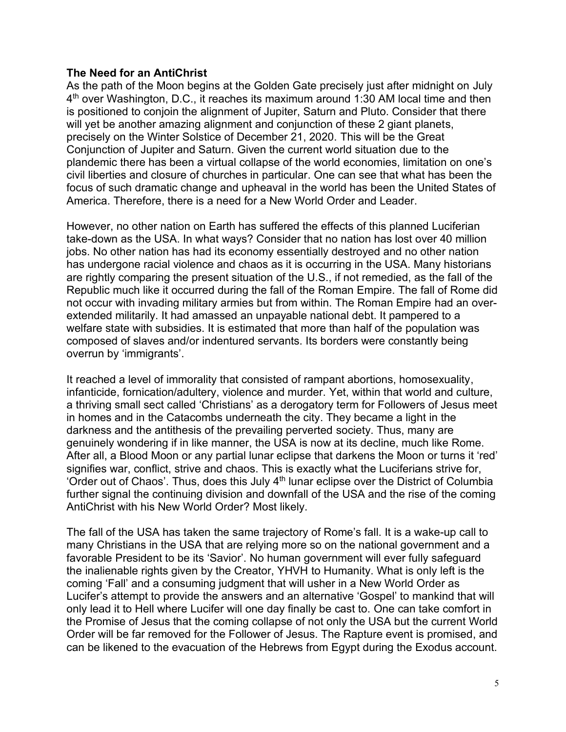**The Need for an AntiChrist**

As the path of the Moon begins at the Golden Gate precisely just after midnight on July 4th over Washington, D.C., it reaches its maximum around 1:30 AM local time and then is positioned to conjoin the alignment of Jupiter, Saturn and Pluto. Consider that there will yet be another amazing alignment and conjunction of these 2 giant planets, precisely on the Winter Solstice of December 21, 2020. This will be the Great Conjunction of Jupiter and Saturn. Given the current world situation due to the plandemic there has been a virtual collapse of the world economies, limitation on one's civil liberties and closure of churches in particular. One can see that what has been the focus of such dramatic change and upheaval in the world has been the United States of America. Therefore, there is a need for a New World Order and Leader.

However, no other nation on Earth has suffered the effects of this planned Luciferian take-down as the USA. In what ways? Consider that no nation has lost over 40 million jobs. No other nation has had its economy essentially destroyed and no other nation has undergone racial violence and chaos as it is occurring in the USA. Many historians are rightly comparing the present situation of the U.S., if not remedied, as the fall of the Republic much like it occurred during the fall of the Roman Empire. The fall of Rome did not occur with invading military armies but from within. The Roman Empire had an over-extended militarily. It had amassed an unpayable national debt. It pampered to a welfare state with subsidies. It is estimated that more than half of the population was composed of slaves and/or indentured servants. Its borders were constantly being overrun by 'immigrants'.

It reached a level of immorality that consisted of rampant abortions, homosexuality, infanticide, fornication/adultery, violence and murder. Yet, within that world and culture, a thriving small sect called 'Christians' as a derogatory term for Followers of Jesus meet in homes and in the Catacombs underneath the city. They became a light in the darkness and the antithesis of the prevailing perverted society. Thus, many are genuinely wondering if in like manner, the USA is now at its decline, much like Rome. After all, a Blood Moon or any partial lunar eclipse that darkens the Moon or turns it 'red' signifies war, conflict, strive and chaos. This is exactly what the Luciferians strive for, 'Order out of Chaos'. Thus, does this July 4th lunar eclipse over the District of Columbia further signal the continuing division and downfall of the USA and the rise of the coming AntiChrist with his New World Order? Most likely.

The fall of the USA has taken the same trajectory of Rome's fall. It is a wake-up call to many Christians in the USA that are relying more so on the national government and a favorable President to be its 'Savior'. No human government will ever fully safeguard the inalienable rights given by the Creator, YHVH to Humanity. What is only left is the coming 'Fall' and a consuming judgment that will usher in a New World Order as Lucifer's attempt to provide the answers and an alternative 'Gospel' to mankind that will only lead it to Hell where Lucifer will one day finally be cast to. One can take comfort in the Promise of Jesus that the coming collapse of not only the USA but the current World Order will be far removed for the Follower of Jesus. The Rapture event is promised, and can be likened to the evacuation of the Hebrews from Egypt during the Exodus account.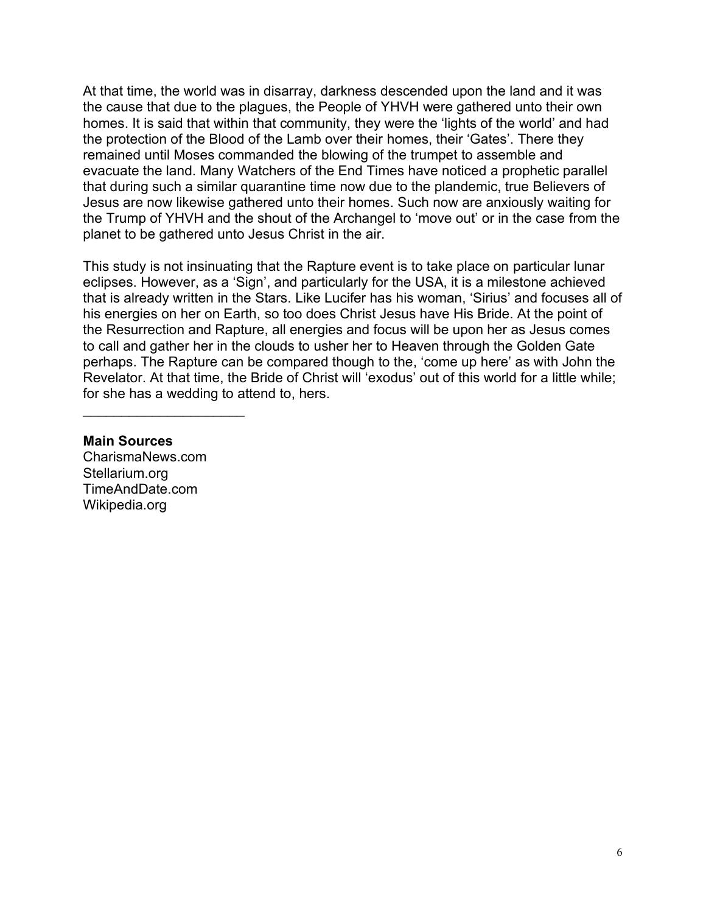At that time, the world was in disarray, darkness descended upon the land and it was the cause that due to the plagues, the People of YHVH were gathered unto their own homes. It is said that within that community, they were the 'lights of the world' and had the protection of the Blood of the Lamb over their homes, their 'Gates'. There they remained until Moses commanded the blowing of the trumpet to assemble and evacuate the land. Many Watchers of the End Times have noticed a prophetic parallel that during such a similar quarantine time now due to the plandemic, true Believers of Jesus are now likewise gathered unto their homes. Such now are anxiously waiting for the Trump of YHVH and the shout of the Archangel to 'move out' or in the case from the planet to be gathered unto Jesus Christ in the air.

This study is not insinuating that the Rapture event is to take place on particular lunar eclipses. However, as a 'Sign', and particularly for the USA, it is a milestone achieved that is already written in the Stars. Like Lucifer has his woman, 'Sirius' and focuses all of his energies on her on Earth, so too does Christ Jesus have His Bride. At the point of the Resurrection and Rapture, all energies and focus will be upon her as Jesus comes to call and gather her in the clouds to usher her to Heaven through the Golden Gate perhaps. The Rapture can be compared though to the, 'come up here' as with John the Revelator. At that time, the Bride of Christ will 'exodus' out of this world for a little while; for she has a wedding to attend to, hers.

---

**Main Sources**
CharismaNews.com
Stellarium.org
TimeAndDate.com
Wikipedia.org